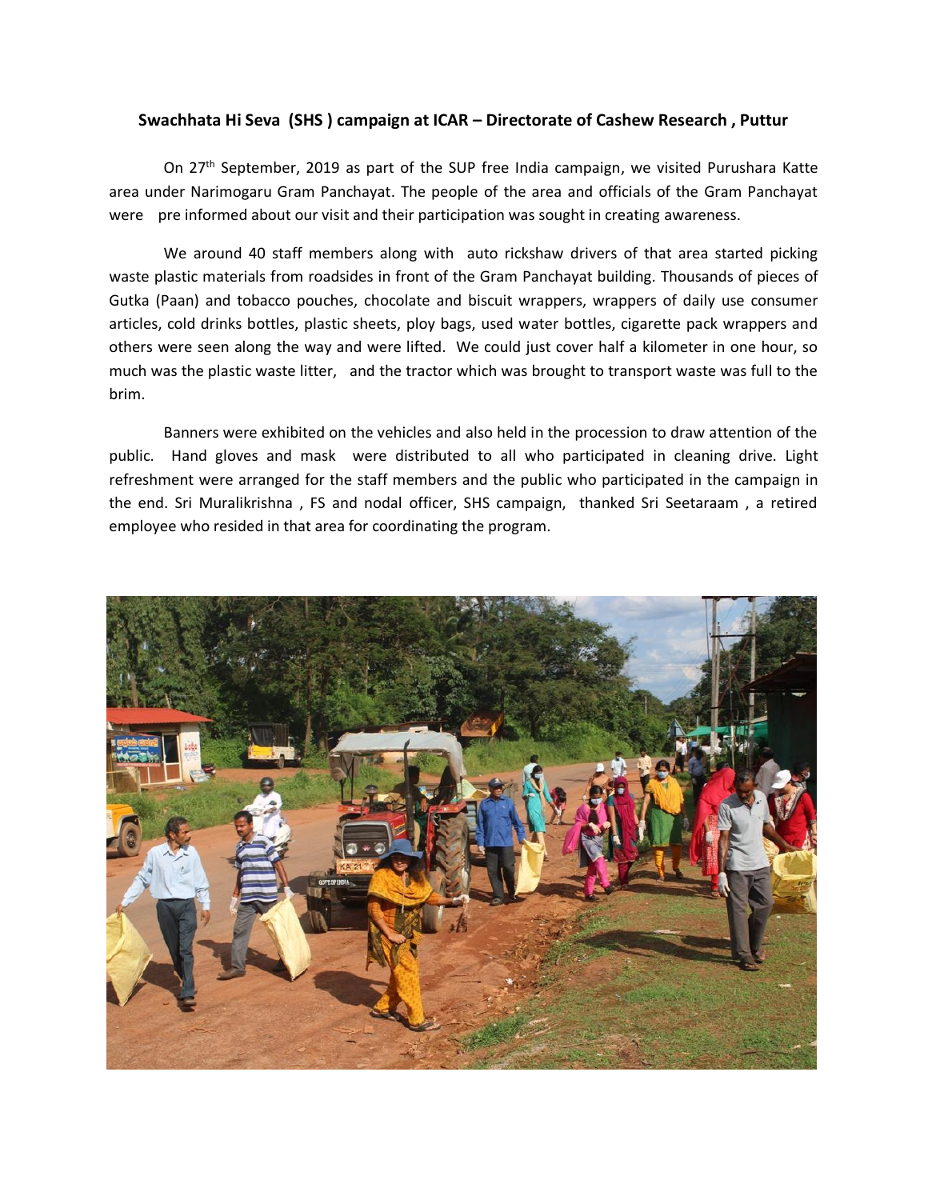**Swachhata Hi Seva (SHS ) campaign at ICAR – Directorate of Cashew Research , Puttur**

On 27th September, 2019 as part of the SUP free India campaign, we visited Purushara Katte area under Narimogaru Gram Panchayat. The people of the area and officials of the Gram Panchayat were pre informed about our visit and their participation was sought in creating awareness.

We around 40 staff members along with auto rickshaw drivers of that area started picking waste plastic materials from roadsides in front of the Gram Panchayat building. Thousands of pieces of Gutka (Paan) and tobacco pouches, chocolate and biscuit wrappers, wrappers of daily use consumer articles, cold drinks bottles, plastic sheets, ploy bags, used water bottles, cigarette pack wrappers and others were seen along the way and were lifted. We could just cover half a kilometer in one hour, so much was the plastic waste litter, and the tractor which was brought to transport waste was full to the brim.

Banners were exhibited on the vehicles and also held in the procession to draw attention of the public. Hand gloves and mask were distributed to all who participated in cleaning drive. Light refreshment were arranged for the staff members and the public who participated in the campaign in the end. Sri Muralikrishna , FS and nodal officer, SHS campaign, thanked Sri Seetaraam , a retired employee who resided in that area for coordinating the program.